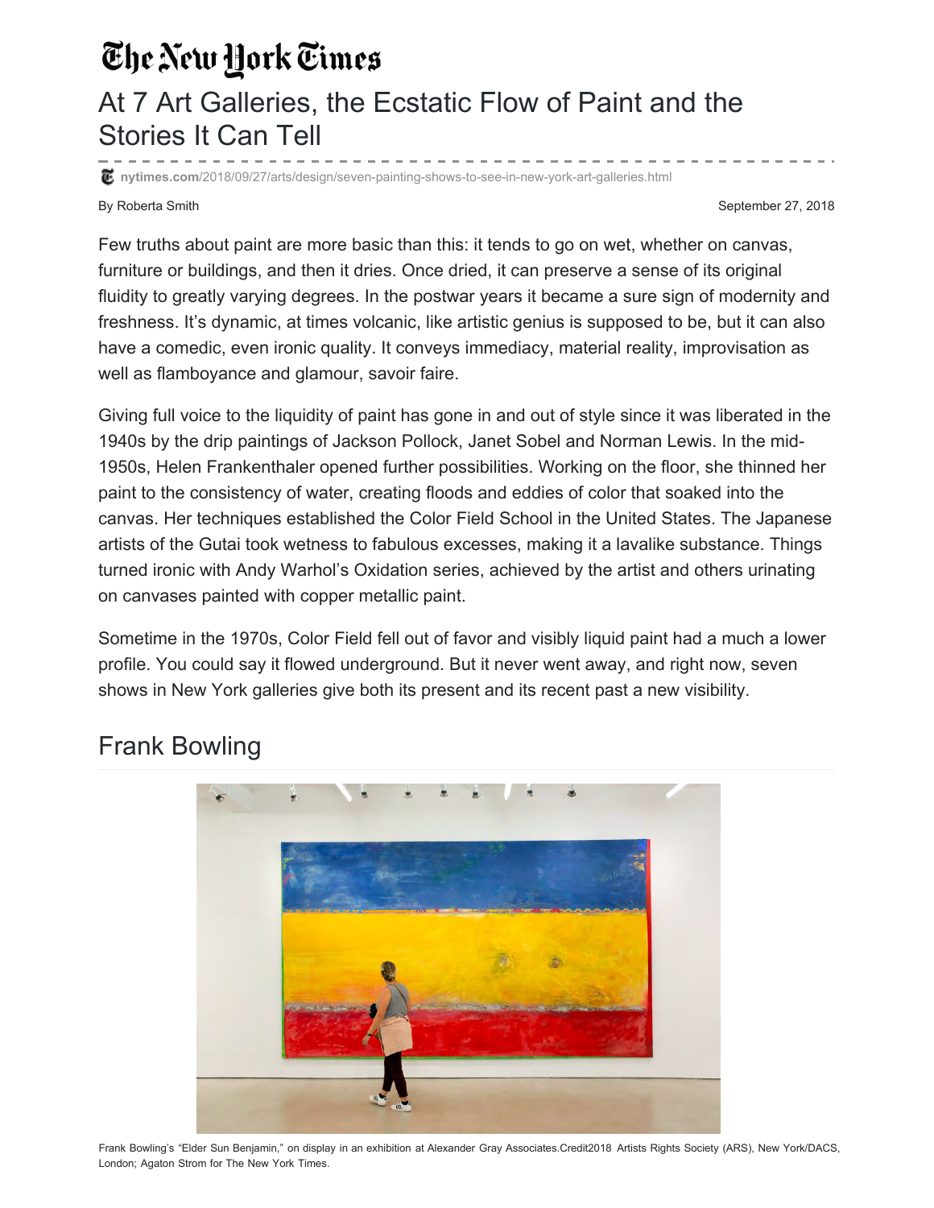# The New York Times

# At 7 Art Galleries, the Ecstatic Flow of Paint and the Stories It Can Tell

nytimes.com/2018/09/27/arts/design/seven-painting-shows-to-see-in-new-york-art-galleries.html

By Roberta Smith

September 27, 2018

Few truths about paint are more basic than this: it tends to go on wet, whether on canvas, furniture or buildings, and then it dries. Once dried, it can preserve a sense of its original fluidity to greatly varying degrees. In the postwar years it became a sure sign of modernity and freshness. It's dynamic, at times volcanic, like artistic genius is supposed to be, but it can also have a comedic, even ironic quality. It conveys immediacy, material reality, improvisation as well as flamboyance and glamour, savoir faire.

Giving full voice to the liquidity of paint has gone in and out of style since it was liberated in the 1940s by the drip paintings of Jackson Pollock, Janet Sobel and Norman Lewis. In the mid-1950s, Helen Frankenthaler opened further possibilities. Working on the floor, she thinned her paint to the consistency of water, creating floods and eddies of color that soaked into the canvas. Her techniques established the Color Field School in the United States. The Japanese artists of the Gutai took wetness to fabulous excesses, making it a lavalike substance. Things turned ironic with Andy Warhol's Oxidation series, achieved by the artist and others urinating on canvases painted with copper metallic paint.

Sometime in the 1970s, Color Field fell out of favor and visibly liquid paint had a much a lower profile. You could say it flowed underground. But it never went away, and right now, seven shows in New York galleries give both its present and its recent past a new visibility.

## Frank Bowling

Frank Bowling's "Elder Sun Benjamin," on display in an exhibition at Alexander Gray Associates.Credit2018 Artists Rights Society (ARS), New York/DACS, London; Agaton Strom for The New York Times.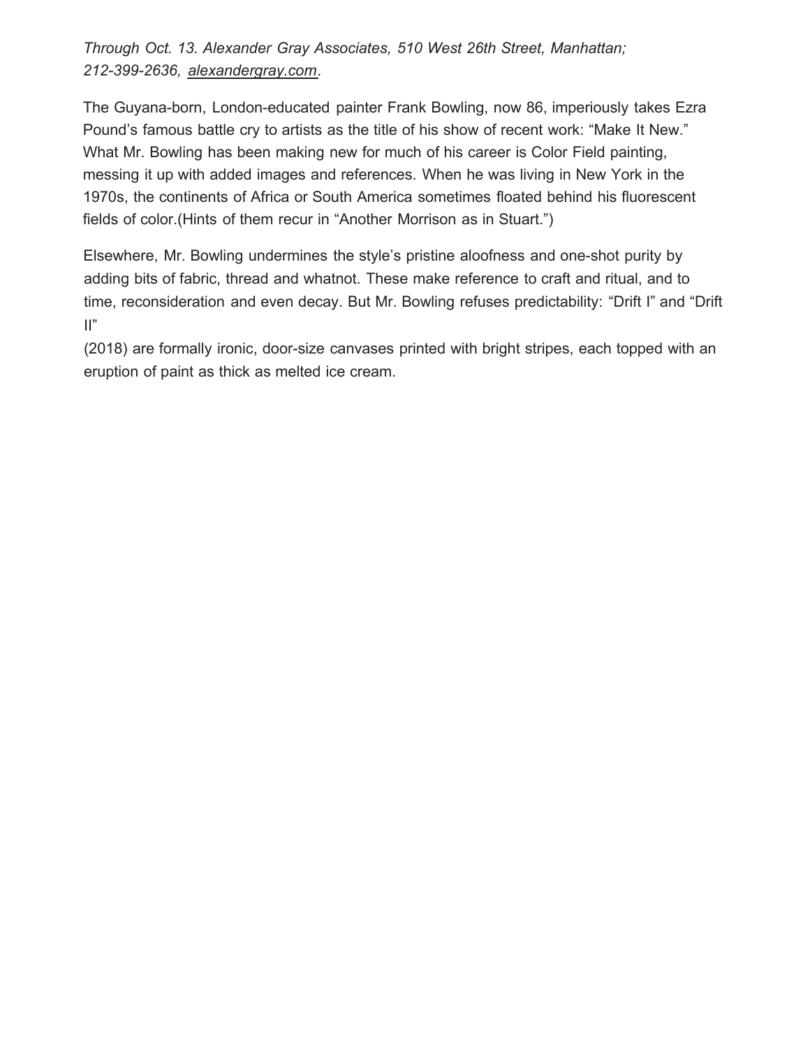*Through Oct. 13. Alexander Gray Associates, 510 West 26th Street, Manhattan; 212-399-2636, alexandergray.com.*

The Guyana-born, London-educated painter Frank Bowling, now 86, imperiously takes Ezra Pound's famous battle cry to artists as the title of his show of recent work: "Make It New." What Mr. Bowling has been making new for much of his career is Color Field painting, messing it up with added images and references. When he was living in New York in the 1970s, the continents of Africa or South America sometimes floated behind his fluorescent fields of color.(Hints of them recur in "Another Morrison as in Stuart.")

Elsewhere, Mr. Bowling undermines the style's pristine aloofness and one-shot purity by adding bits of fabric, thread and whatnot. These make reference to craft and ritual, and to time, reconsideration and even decay. But Mr. Bowling refuses predictability: "Drift I" and "Drift II" (2018) are formally ironic, door-size canvases printed with bright stripes, each topped with an eruption of paint as thick as melted ice cream.